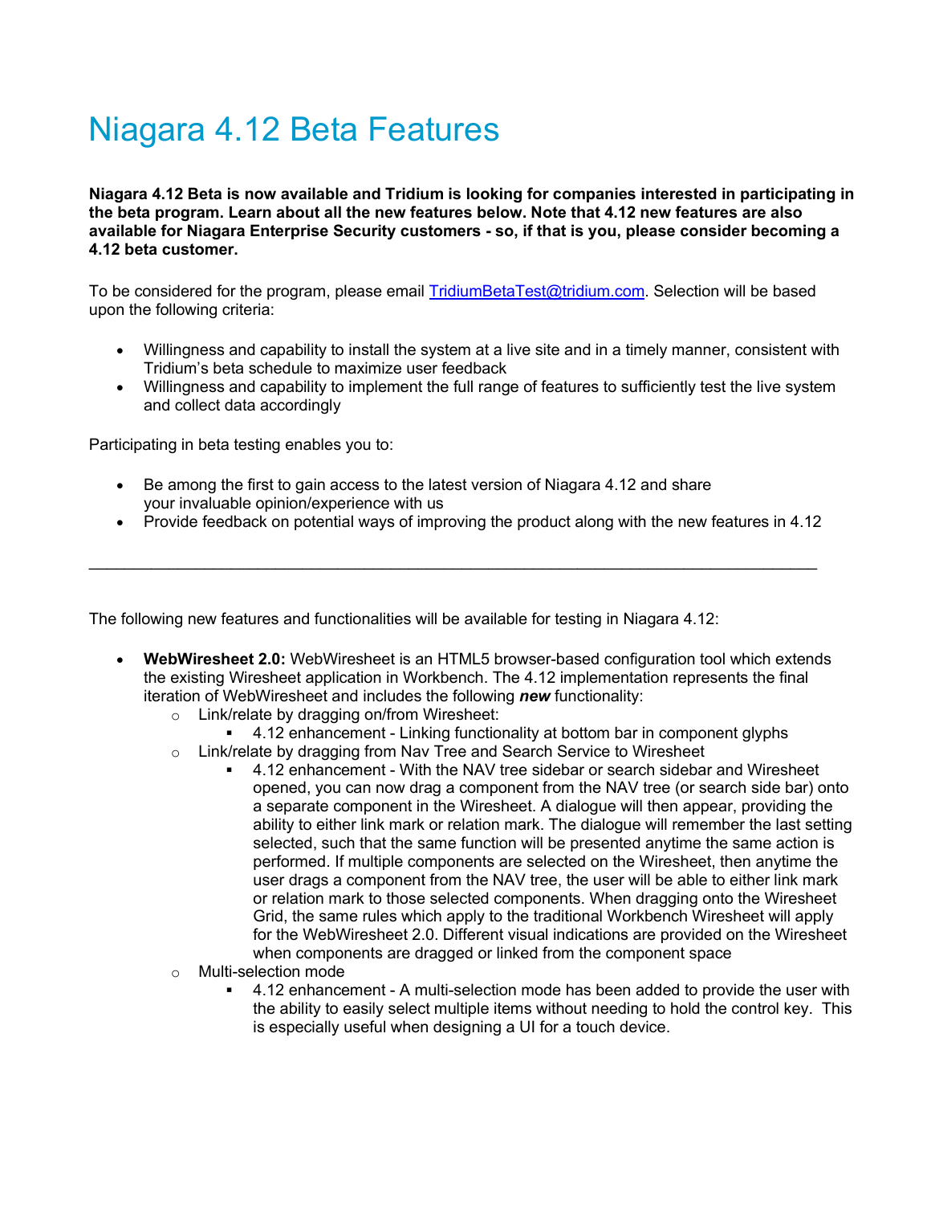# Niagara 4.12 Beta Features

**Niagara 4.12 Beta is now available and Tridium is looking for companies interested in participating in the beta program. Learn about all the new features below. Note that 4.12 new features are also available for Niagara Enterprise Security customers - so, if that is you, please consider becoming a 4.12 beta customer.**

To be considered for the program, please email [TridiumBetaTest@tridium.com](mailto:TridiumBetaTest@tridium.com). Selection will be based upon the following criteria:

- Willingness and capability to install the system at a live site and in a timely manner, consistent with Tridium's beta schedule to maximize user feedback
- Willingness and capability to implement the full range of features to sufficiently test the live system and collect data accordingly

Participating in beta testing enables you to:

- Be among the first to gain access to the latest version of Niagara 4.12 and share your invaluable opinion/experience with us
- Provide feedback on potential ways of improving the product along with the new features in 4.12

---

The following new features and functionalities will be available for testing in Niagara 4.12:

- **WebWiresheet 2.0:** WebWiresheet is an HTML5 browser-based configuration tool which extends the existing Wiresheet application in Workbench. The 4.12 implementation represents the final iteration of WebWiresheet and includes the following ***new*** functionality:
  - Link/relate by dragging on/from Wiresheet:
    - 4.12 enhancement - Linking functionality at bottom bar in component glyphs
  - Link/relate by dragging from Nav Tree and Search Service to Wiresheet
    - 4.12 enhancement - With the NAV tree sidebar or search sidebar and Wiresheet opened, you can now drag a component from the NAV tree (or search side bar) onto a separate component in the Wiresheet. A dialogue will then appear, providing the ability to either link mark or relation mark. The dialogue will remember the last setting selected, such that the same function will be presented anytime the same action is performed. If multiple components are selected on the Wiresheet, then anytime the user drags a component from the NAV tree, the user will be able to either link mark or relation mark to those selected components. When dragging onto the Wiresheet Grid, the same rules which apply to the traditional Workbench Wiresheet will apply for the WebWiresheet 2.0. Different visual indications are provided on the Wiresheet when components are dragged or linked from the component space
  - Multi-selection mode
    - 4.12 enhancement - A multi-selection mode has been added to provide the user with the ability to easily select multiple items without needing to hold the control key. This is especially useful when designing a UI for a touch device.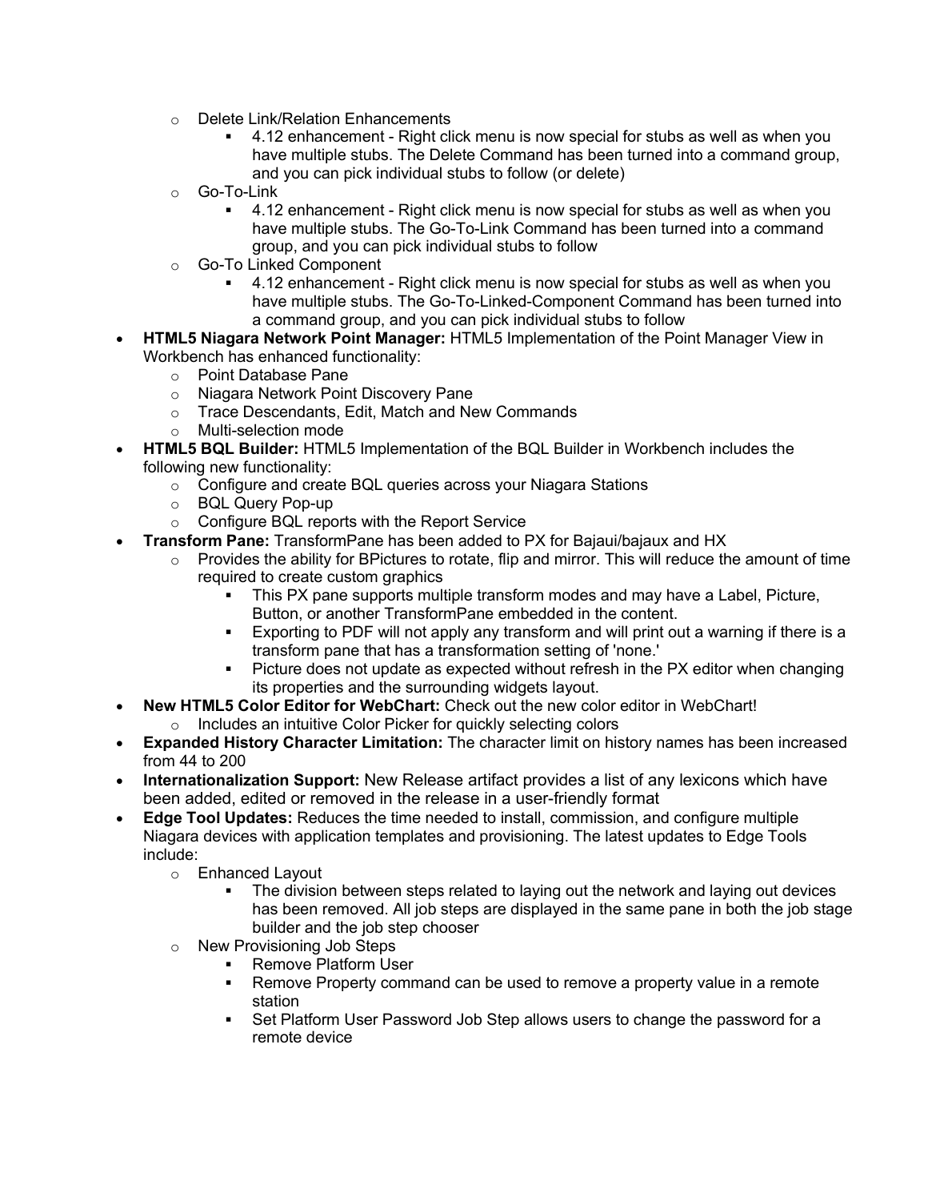- Delete Link/Relation Enhancements
    - 4.12 enhancement - Right click menu is now special for stubs as well as when you have multiple stubs. The Delete Command has been turned into a command group, and you can pick individual stubs to follow (or delete)
  - Go-To-Link
    - 4.12 enhancement - Right click menu is now special for stubs as well as when you have multiple stubs. The Go-To-Link Command has been turned into a command group, and you can pick individual stubs to follow
  - Go-To Linked Component
    - 4.12 enhancement - Right click menu is now special for stubs as well as when you have multiple stubs. The Go-To-Linked-Component Command has been turned into a command group, and you can pick individual stubs to follow
- **HTML5 Niagara Network Point Manager:** HTML5 Implementation of the Point Manager View in Workbench has enhanced functionality:
  - Point Database Pane
  - Niagara Network Point Discovery Pane
  - Trace Descendants, Edit, Match and New Commands
  - Multi-selection mode
- **HTML5 BQL Builder:** HTML5 Implementation of the BQL Builder in Workbench includes the following new functionality:
  - Configure and create BQL queries across your Niagara Stations
  - BQL Query Pop-up
  - Configure BQL reports with the Report Service
- **Transform Pane:** TransformPane has been added to PX for Bajaui/bajaux and HX
  - Provides the ability for BPictures to rotate, flip and mirror. This will reduce the amount of time required to create custom graphics
    - This PX pane supports multiple transform modes and may have a Label, Picture, Button, or another TransformPane embedded in the content.
    - Exporting to PDF will not apply any transform and will print out a warning if there is a transform pane that has a transformation setting of 'none.'
    - Picture does not update as expected without refresh in the PX editor when changing its properties and the surrounding widgets layout.
- **New HTML5 Color Editor for WebChart:** Check out the new color editor in WebChart!
  - Includes an intuitive Color Picker for quickly selecting colors
- **Expanded History Character Limitation:** The character limit on history names has been increased from 44 to 200
- **Internationalization Support:** New Release artifact provides a list of any lexicons which have been added, edited or removed in the release in a user-friendly format
- **Edge Tool Updates:** Reduces the time needed to install, commission, and configure multiple Niagara devices with application templates and provisioning. The latest updates to Edge Tools include:
  - Enhanced Layout
    - The division between steps related to laying out the network and laying out devices has been removed. All job steps are displayed in the same pane in both the job stage builder and the job step chooser
  - New Provisioning Job Steps
    - Remove Platform User
    - Remove Property command can be used to remove a property value in a remote station
    - Set Platform User Password Job Step allows users to change the password for a remote device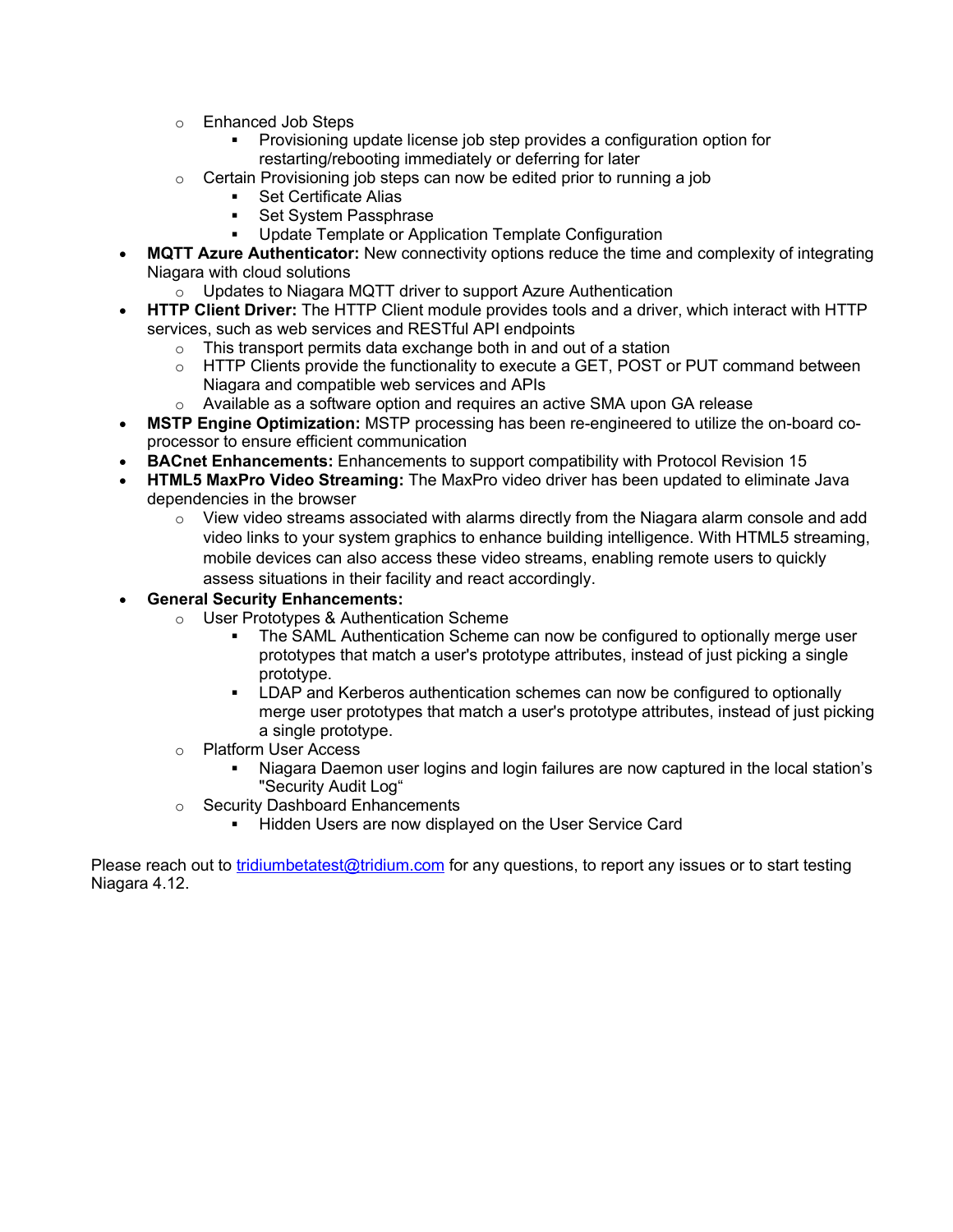- Enhanced Job Steps
    - Provisioning update license job step provides a configuration option for restarting/rebooting immediately or deferring for later
  - Certain Provisioning job steps can now be edited prior to running a job
    - Set Certificate Alias
    - Set System Passphrase
    - Update Template or Application Template Configuration
- **MQTT Azure Authenticator:** New connectivity options reduce the time and complexity of integrating Niagara with cloud solutions
  - Updates to Niagara MQTT driver to support Azure Authentication
- **HTTP Client Driver:** The HTTP Client module provides tools and a driver, which interact with HTTP services, such as web services and RESTful API endpoints
  - This transport permits data exchange both in and out of a station
  - HTTP Clients provide the functionality to execute a GET, POST or PUT command between Niagara and compatible web services and APIs
  - Available as a software option and requires an active SMA upon GA release
- **MSTP Engine Optimization:** MSTP processing has been re-engineered to utilize the on-board co-processor to ensure efficient communication
- **BACnet Enhancements:** Enhancements to support compatibility with Protocol Revision 15
- **HTML5 MaxPro Video Streaming:** The MaxPro video driver has been updated to eliminate Java dependencies in the browser
  - View video streams associated with alarms directly from the Niagara alarm console and add video links to your system graphics to enhance building intelligence. With HTML5 streaming, mobile devices can also access these video streams, enabling remote users to quickly assess situations in their facility and react accordingly.
- **General Security Enhancements:**
  - User Prototypes & Authentication Scheme
    - The SAML Authentication Scheme can now be configured to optionally merge user prototypes that match a user's prototype attributes, instead of just picking a single prototype.
    - LDAP and Kerberos authentication schemes can now be configured to optionally merge user prototypes that match a user's prototype attributes, instead of just picking a single prototype.
  - Platform User Access
    - Niagara Daemon user logins and login failures are now captured in the local station's "Security Audit Log"
  - Security Dashboard Enhancements
    - Hidden Users are now displayed on the User Service Card

Please reach out to [tridiumbetatest@tridium.com](mailto:tridiumbetatest@tridium.com) for any questions, to report any issues or to start testing Niagara 4.12.